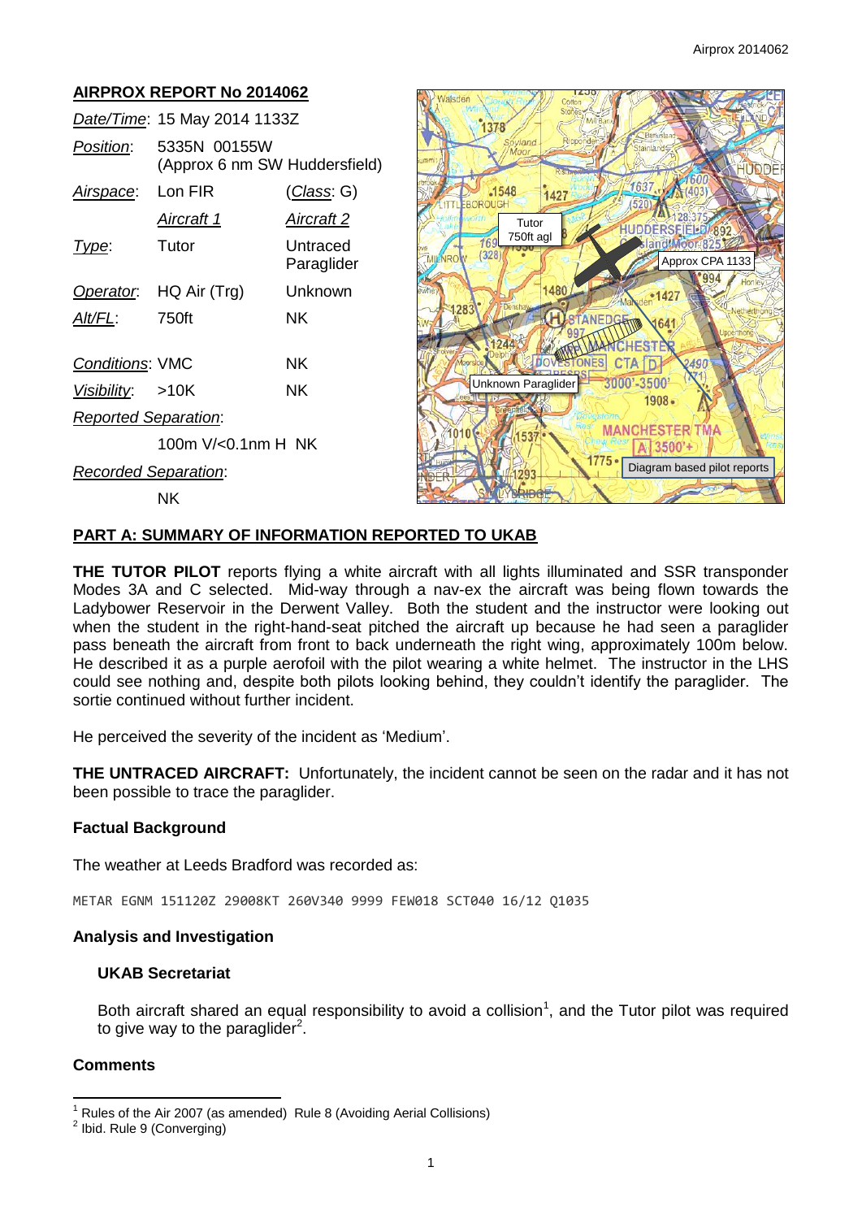## AIRPROX REPORT No 2014062

| | | |
|---|---|---|
| *Date/Time*: | 15 May 2014 1133Z | |
| *Position*: | 5335N 00155W (Approx 6 nm SW Huddersfield) | |
| *Airspace*: | Lon FIR | (*Class*: G) |
| | *Aircraft 1* | *Aircraft 2* |
| *Type*: | Tutor | Untraced Paraglider |
| *Operator*: | HQ Air (Trg) | Unknown |
| *Alt/FL*: | 750ft | NK |
| *Conditions*: | VMC | NK |
| *Visibility*: | >10K | NK |
| *Reported Separation*: | | |
| | 100m V/<0.1nm H | NK |
| *Recorded Separation*: | | |
| | NK | |

## PART A: SUMMARY OF INFORMATION REPORTED TO UKAB

**THE TUTOR PILOT** reports flying a white aircraft with all lights illuminated and SSR transponder Modes 3A and C selected. Mid-way through a nav-ex the aircraft was being flown towards the Ladybower Reservoir in the Derwent Valley. Both the student and the instructor were looking out when the student in the right-hand-seat pitched the aircraft up because he had seen a paraglider pass beneath the aircraft from front to back underneath the right wing, approximately 100m below. He described it as a purple aerofoil with the pilot wearing a white helmet. The instructor in the LHS could see nothing and, despite both pilots looking behind, they couldn't identify the paraglider. The sortie continued without further incident.

He perceived the severity of the incident as 'Medium'.

**THE UNTRACED AIRCRAFT:** Unfortunately, the incident cannot be seen on the radar and it has not been possible to trace the paraglider.

### Factual Background

The weather at Leeds Bradford was recorded as:

```
METAR EGNM 151120Z 29008KT 260V340 9999 FEW018 SCT040 16/12 Q1035
```

### Analysis and Investigation

#### UKAB Secretariat

Both aircraft shared an equal responsibility to avoid a collision[1], and the Tutor pilot was required to give way to the paraglider[2].

### Comments

[1] Rules of the Air 2007 (as amended) Rule 8 (Avoiding Aerial Collisions)
[2] Ibid. Rule 9 (Converging)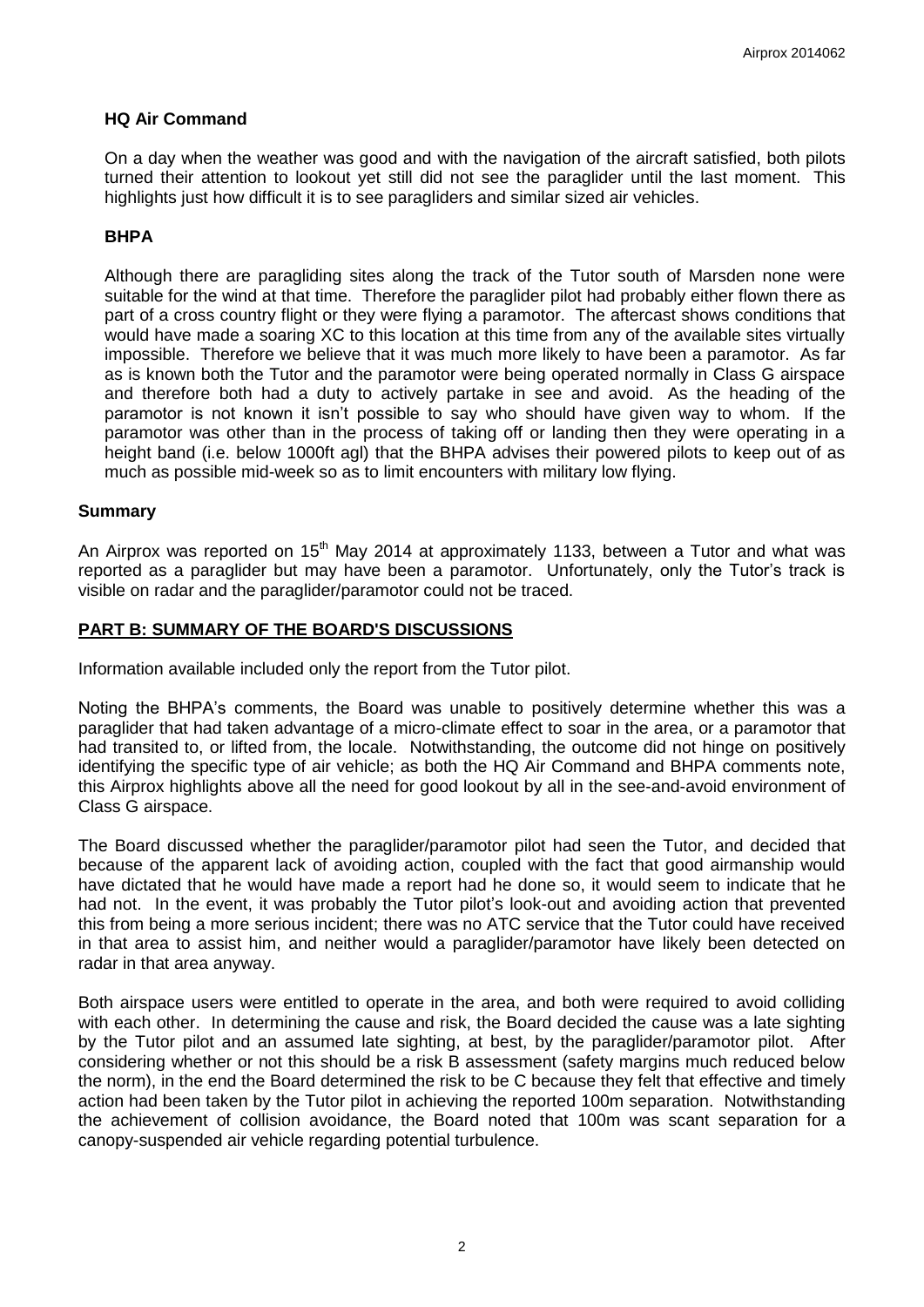### HQ Air Command

On a day when the weather was good and with the navigation of the aircraft satisfied, both pilots turned their attention to lookout yet still did not see the paraglider until the last moment. This highlights just how difficult it is to see paragliders and similar sized air vehicles.

### BHPA

Although there are paragliding sites along the track of the Tutor south of Marsden none were suitable for the wind at that time. Therefore the paraglider pilot had probably either flown there as part of a cross country flight or they were flying a paramotor. The aftercast shows conditions that would have made a soaring XC to this location at this time from any of the available sites virtually impossible. Therefore we believe that it was much more likely to have been a paramotor. As far as is known both the Tutor and the paramotor were being operated normally in Class G airspace and therefore both had a duty to actively partake in see and avoid. As the heading of the paramotor is not known it isn't possible to say who should have given way to whom. If the paramotor was other than in the process of taking off or landing then they were operating in a height band (i.e. below 1000ft agl) that the BHPA advises their powered pilots to keep out of as much as possible mid-week so as to limit encounters with military low flying.

## Summary

An Airprox was reported on 15th May 2014 at approximately 1133, between a Tutor and what was reported as a paraglider but may have been a paramotor. Unfortunately, only the Tutor's track is visible on radar and the paraglider/paramotor could not be traced.

## PART B: SUMMARY OF THE BOARD'S DISCUSSIONS

Information available included only the report from the Tutor pilot.

Noting the BHPA's comments, the Board was unable to positively determine whether this was a paraglider that had taken advantage of a micro-climate effect to soar in the area, or a paramotor that had transited to, or lifted from, the locale. Notwithstanding, the outcome did not hinge on positively identifying the specific type of air vehicle; as both the HQ Air Command and BHPA comments note, this Airprox highlights above all the need for good lookout by all in the see-and-avoid environment of Class G airspace.

The Board discussed whether the paraglider/paramotor pilot had seen the Tutor, and decided that because of the apparent lack of avoiding action, coupled with the fact that good airmanship would have dictated that he would have made a report had he done so, it would seem to indicate that he had not. In the event, it was probably the Tutor pilot's look-out and avoiding action that prevented this from being a more serious incident; there was no ATC service that the Tutor could have received in that area to assist him, and neither would a paraglider/paramotor have likely been detected on radar in that area anyway.

Both airspace users were entitled to operate in the area, and both were required to avoid colliding with each other. In determining the cause and risk, the Board decided the cause was a late sighting by the Tutor pilot and an assumed late sighting, at best, by the paraglider/paramotor pilot. After considering whether or not this should be a risk B assessment (safety margins much reduced below the norm), in the end the Board determined the risk to be C because they felt that effective and timely action had been taken by the Tutor pilot in achieving the reported 100m separation. Notwithstanding the achievement of collision avoidance, the Board noted that 100m was scant separation for a canopy-suspended air vehicle regarding potential turbulence.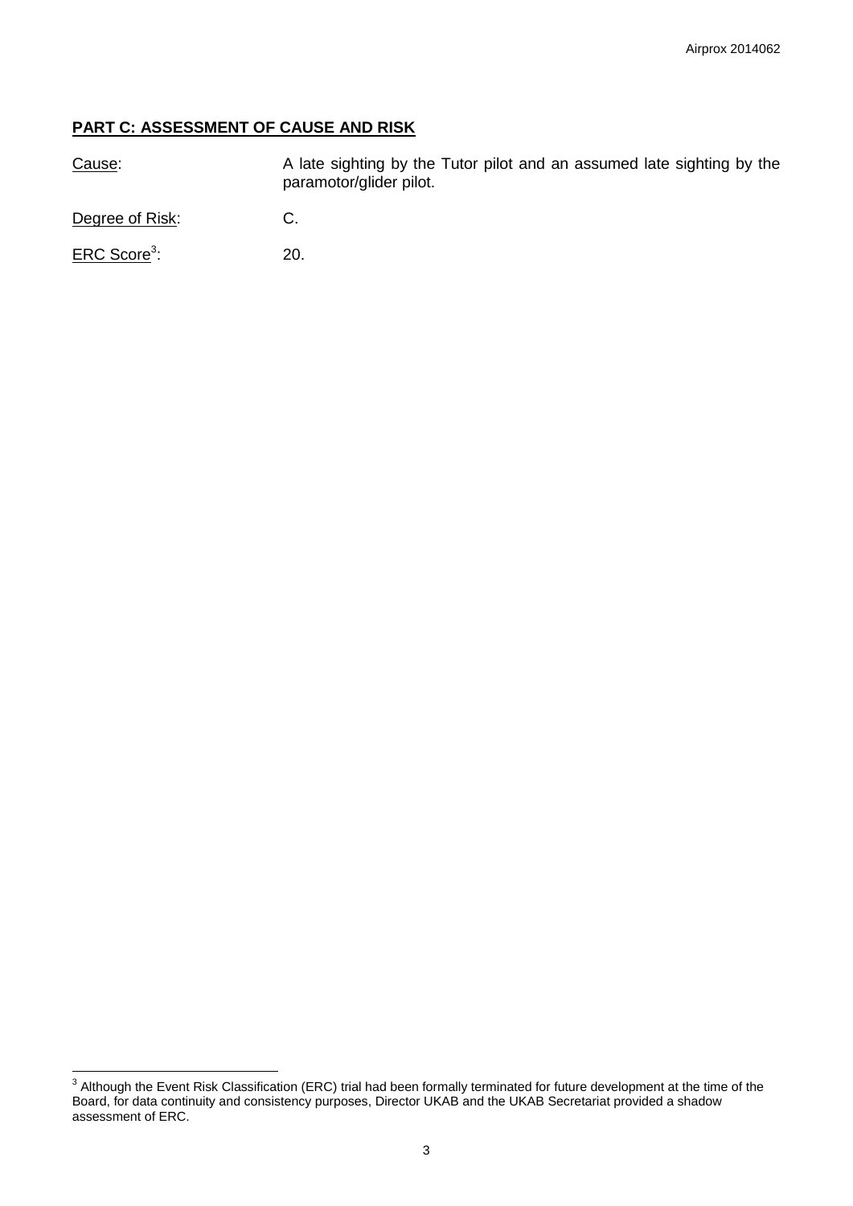## PART C: ASSESSMENT OF CAUSE AND RISK

Cause: A late sighting by the Tutor pilot and an assumed late sighting by the paramotor/glider pilot.

Degree of Risk: C.

ERC Score[3]: 20.

[3] Although the Event Risk Classification (ERC) trial had been formally terminated for future development at the time of the Board, for data continuity and consistency purposes, Director UKAB and the UKAB Secretariat provided a shadow assessment of ERC.